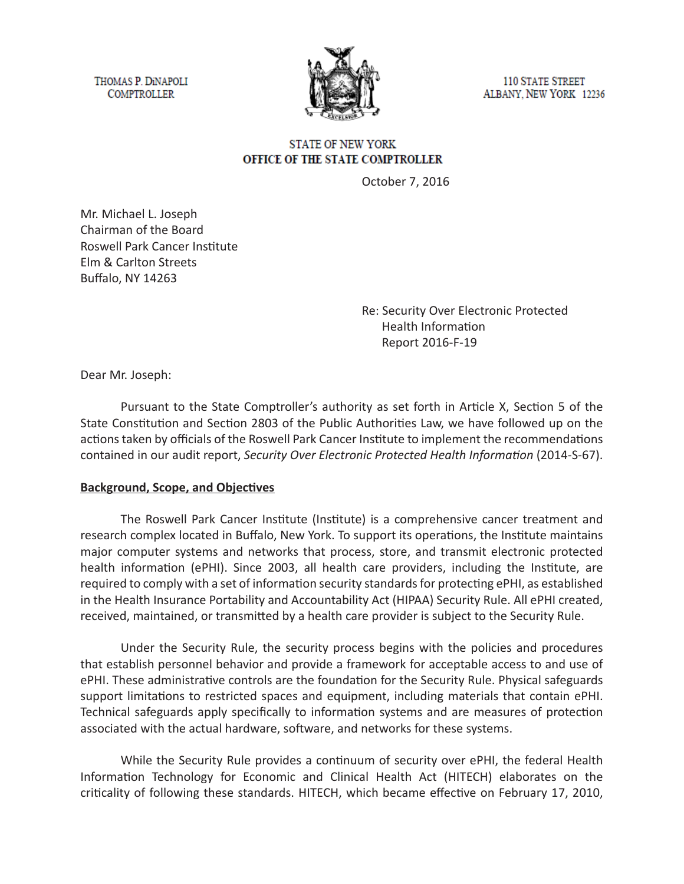THOMAS P. DiNAPOLI
COMPTROLLER

110 STATE STREET
ALBANY, NEW YORK 12236

STATE OF NEW YORK
**OFFICE OF THE STATE COMPTROLLER**

October 7, 2016

Mr. Michael L. Joseph
Chairman of the Board
Roswell Park Cancer Institute
Elm & Carlton Streets
Buffalo, NY 14263

Re: Security Over Electronic Protected Health Information
Report 2016-F-19

Dear Mr. Joseph:

Pursuant to the State Comptroller's authority as set forth in Article X, Section 5 of the State Constitution and Section 2803 of the Public Authorities Law, we have followed up on the actions taken by officials of the Roswell Park Cancer Institute to implement the recommendations contained in our audit report, *Security Over Electronic Protected Health Information* (2014-S-67).

**Background, Scope, and Objectives**

The Roswell Park Cancer Institute (Institute) is a comprehensive cancer treatment and research complex located in Buffalo, New York. To support its operations, the Institute maintains major computer systems and networks that process, store, and transmit electronic protected health information (ePHI). Since 2003, all health care providers, including the Institute, are required to comply with a set of information security standards for protecting ePHI, as established in the Health Insurance Portability and Accountability Act (HIPAA) Security Rule. All ePHI created, received, maintained, or transmitted by a health care provider is subject to the Security Rule.

Under the Security Rule, the security process begins with the policies and procedures that establish personnel behavior and provide a framework for acceptable access to and use of ePHI. These administrative controls are the foundation for the Security Rule. Physical safeguards support limitations to restricted spaces and equipment, including materials that contain ePHI. Technical safeguards apply specifically to information systems and are measures of protection associated with the actual hardware, software, and networks for these systems.

While the Security Rule provides a continuum of security over ePHI, the federal Health Information Technology for Economic and Clinical Health Act (HITECH) elaborates on the criticality of following these standards. HITECH, which became effective on February 17, 2010,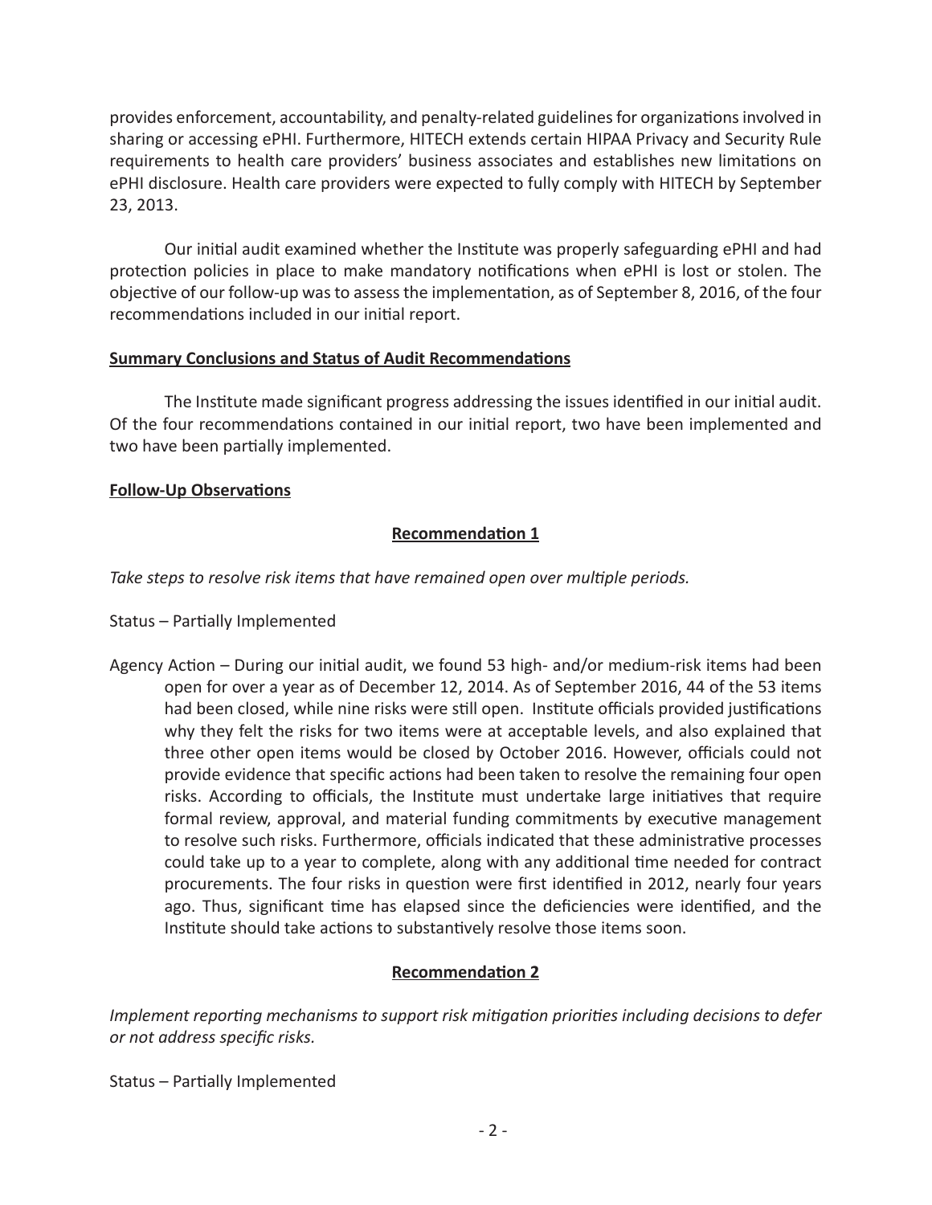provides enforcement, accountability, and penalty-related guidelines for organizations involved in sharing or accessing ePHI. Furthermore, HITECH extends certain HIPAA Privacy and Security Rule requirements to health care providers' business associates and establishes new limitations on ePHI disclosure. Health care providers were expected to fully comply with HITECH by September 23, 2013.

Our initial audit examined whether the Institute was properly safeguarding ePHI and had protection policies in place to make mandatory notifications when ePHI is lost or stolen. The objective of our follow-up was to assess the implementation, as of September 8, 2016, of the four recommendations included in our initial report.

**Summary Conclusions and Status of Audit Recommendations**

The Institute made significant progress addressing the issues identified in our initial audit. Of the four recommendations contained in our initial report, two have been implemented and two have been partially implemented.

**Follow-Up Observations**

**Recommendation 1**

*Take steps to resolve risk items that have remained open over multiple periods.*

Status – Partially Implemented

Agency Action – During our initial audit, we found 53 high- and/or medium-risk items had been open for over a year as of December 12, 2014. As of September 2016, 44 of the 53 items had been closed, while nine risks were still open. Institute officials provided justifications why they felt the risks for two items were at acceptable levels, and also explained that three other open items would be closed by October 2016. However, officials could not provide evidence that specific actions had been taken to resolve the remaining four open risks. According to officials, the Institute must undertake large initiatives that require formal review, approval, and material funding commitments by executive management to resolve such risks. Furthermore, officials indicated that these administrative processes could take up to a year to complete, along with any additional time needed for contract procurements. The four risks in question were first identified in 2012, nearly four years ago. Thus, significant time has elapsed since the deficiencies were identified, and the Institute should take actions to substantively resolve those items soon.

**Recommendation 2**

*Implement reporting mechanisms to support risk mitigation priorities including decisions to defer or not address specific risks.*

Status – Partially Implemented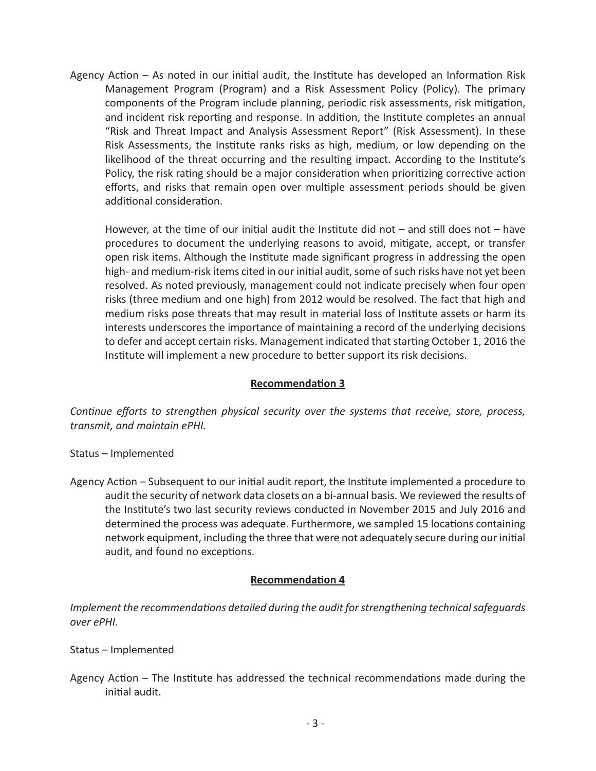Agency Action – As noted in our initial audit, the Institute has developed an Information Risk Management Program (Program) and a Risk Assessment Policy (Policy). The primary components of the Program include planning, periodic risk assessments, risk mitigation, and incident risk reporting and response. In addition, the Institute completes an annual "Risk and Threat Impact and Analysis Assessment Report" (Risk Assessment). In these Risk Assessments, the Institute ranks risks as high, medium, or low depending on the likelihood of the threat occurring and the resulting impact. According to the Institute's Policy, the risk rating should be a major consideration when prioritizing corrective action efforts, and risks that remain open over multiple assessment periods should be given additional consideration.

However, at the time of our initial audit the Institute did not – and still does not – have procedures to document the underlying reasons to avoid, mitigate, accept, or transfer open risk items. Although the Institute made significant progress in addressing the open high- and medium-risk items cited in our initial audit, some of such risks have not yet been resolved. As noted previously, management could not indicate precisely when four open risks (three medium and one high) from 2012 would be resolved. The fact that high and medium risks pose threats that may result in material loss of Institute assets or harm its interests underscores the importance of maintaining a record of the underlying decisions to defer and accept certain risks. Management indicated that starting October 1, 2016 the Institute will implement a new procedure to better support its risk decisions.

## Recommendation 3

*Continue efforts to strengthen physical security over the systems that receive, store, process, transmit, and maintain ePHI.*

Status – Implemented

Agency Action – Subsequent to our initial audit report, the Institute implemented a procedure to audit the security of network data closets on a bi-annual basis. We reviewed the results of the Institute's two last security reviews conducted in November 2015 and July 2016 and determined the process was adequate. Furthermore, we sampled 15 locations containing network equipment, including the three that were not adequately secure during our initial audit, and found no exceptions.

## Recommendation 4

*Implement the recommendations detailed during the audit for strengthening technical safeguards over ePHI.*

Status – Implemented

Agency Action – The Institute has addressed the technical recommendations made during the initial audit.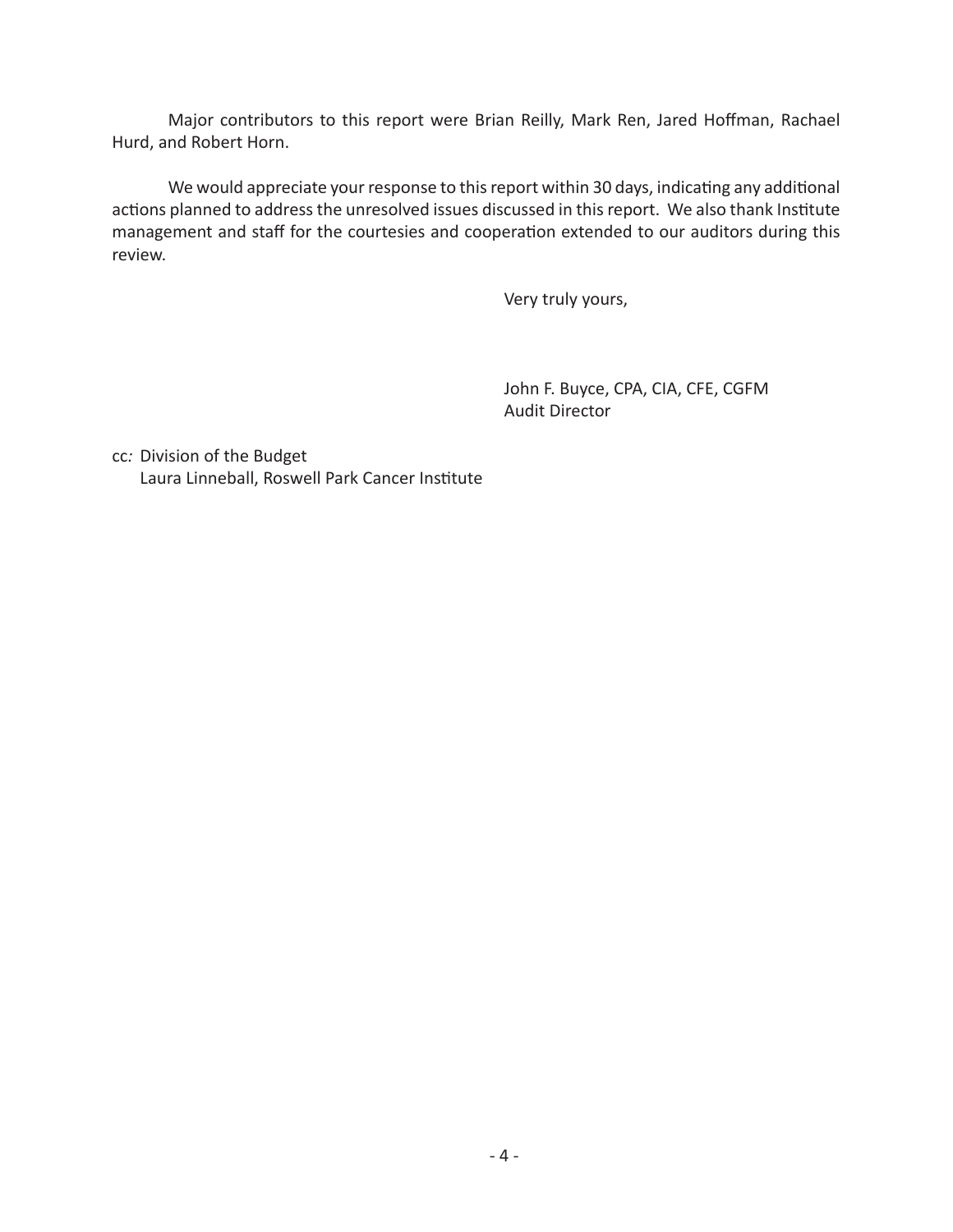Major contributors to this report were Brian Reilly, Mark Ren, Jared Hoffman, Rachael Hurd, and Robert Horn.

We would appreciate your response to this report within 30 days, indicating any additional actions planned to address the unresolved issues discussed in this report. We also thank Institute management and staff for the courtesies and cooperation extended to our auditors during this review.

Very truly yours,

John F. Buyce, CPA, CIA, CFE, CGFM
Audit Director

cc: Division of the Budget
Laura Linneball, Roswell Park Cancer Institute